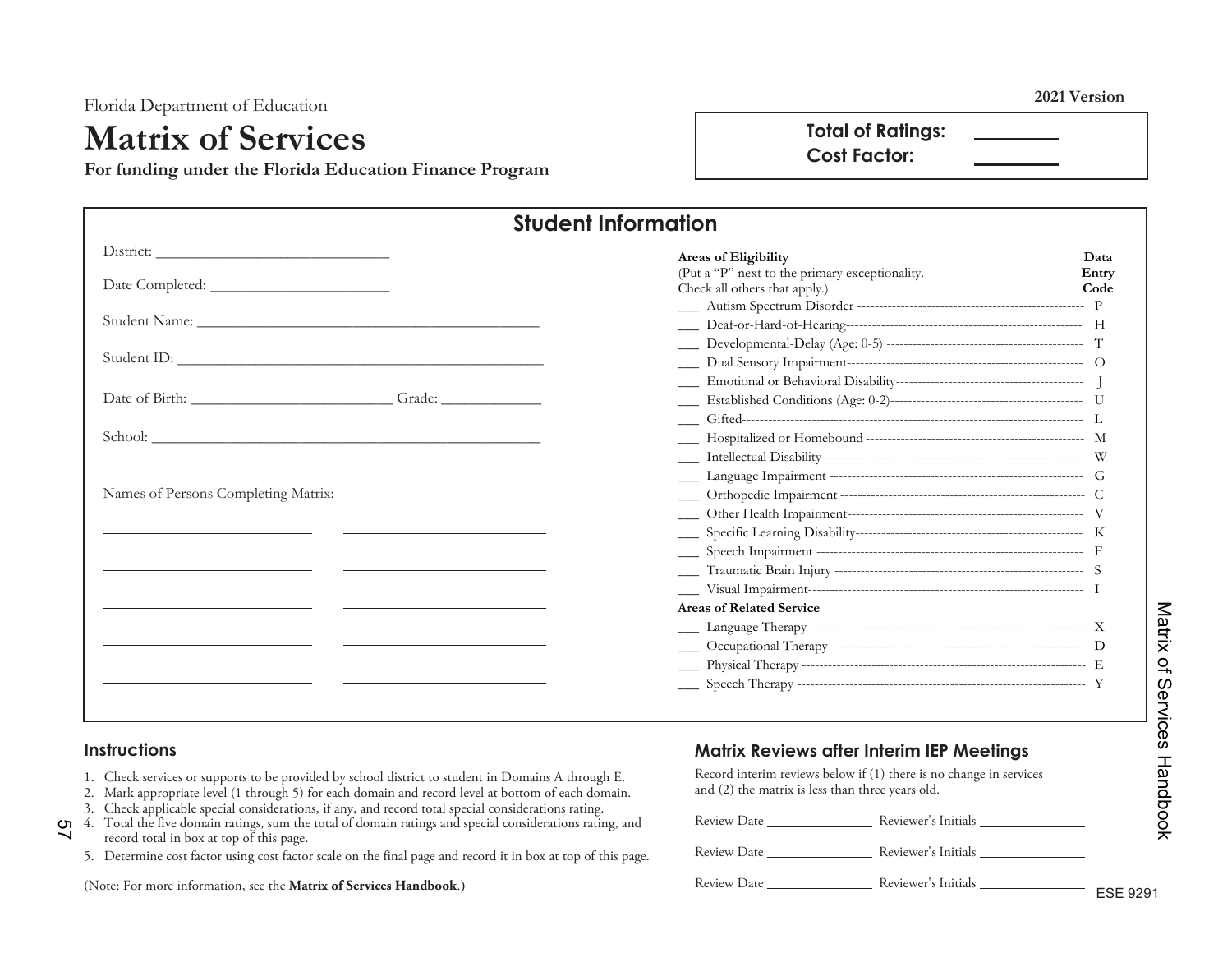Florida Department of Education

2021 Version

# Matrix of Services

**For funding under the Florida Education Finance Program**

**Total of Ratings:** ________

**Cost Factor:** ________

## Student Information

District: ______________________________

Date Completed: ________________________

Student Name: ________________________________________________

Student ID: ___________________________________________________

Date of Birth: __________________________ Grade: _____________

School: _______________________________________________________

Names of Persons Completing Matrix:

____________________________ ____________________________

____________________________ ____________________________

____________________________ ____________________________

____________________________ ____________________________

____________________________ ____________________________

| **Areas of Eligibility** (Put a "P" next to the primary exceptionality. Check all others that apply.) | **Data Entry Code** |
|---|---|
| ___ Autism Spectrum Disorder | P |
| ___ Deaf-or-Hard-of-Hearing | H |
| ___ Developmental-Delay (Age: 0-5) | T |
| ___ Dual Sensory Impairment | O |
| ___ Emotional or Behavioral Disability | J |
| ___ Established Conditions (Age: 0-2) | U |
| ___ Gifted | L |
| ___ Hospitalized or Homebound | M |
| ___ Intellectual Disability | W |
| ___ Language Impairment | G |
| ___ Orthopedic Impairment | C |
| ___ Other Health Impairment | V |
| ___ Specific Learning Disability | K |
| ___ Speech Impairment | F |
| ___ Traumatic Brain Injury | S |
| ___ Visual Impairment | I |
| **Areas of Related Service** | |
| ___ Language Therapy | X |
| ___ Occupational Therapy | D |
| ___ Physical Therapy | E |
| ___ Speech Therapy | Y |

## Instructions

1. Check services or supports to be provided by school district to student in Domains A through E.
2. Mark appropriate level (1 through 5) for each domain and record level at bottom of each domain.
3. Check applicable special considerations, if any, and record total special considerations rating.
4. Total the five domain ratings, sum the total of domain ratings and special considerations rating, and record total in box at top of this page.
5. Determine cost factor using cost factor scale on the final page and record it in box at top of this page.

(Note: For more information, see the **Matrix of Services Handbook**.)

## Matrix Reviews after Interim IEP Meetings

Record interim reviews below if (1) there is no change in services and (2) the matrix is less than three years old.

Review Date ______________ Reviewer's Initials ______________

Review Date ______________ Reviewer's Initials ______________

Review Date ______________ Reviewer's Initials ______________

ESE 9291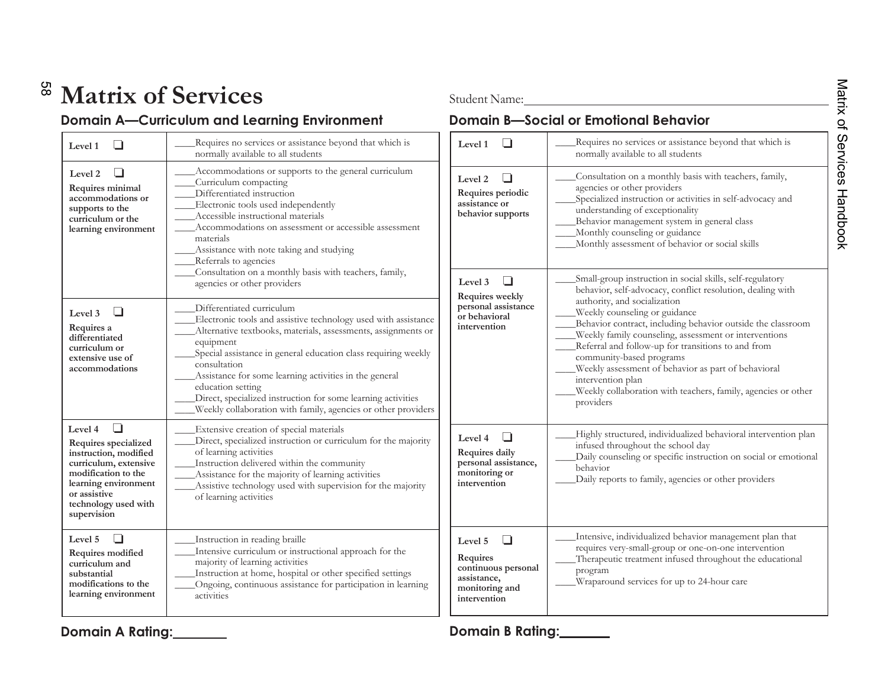# Matrix of Services

Student Name:________________________________

## Domain A—Curriculum and Learning Environment

| Level | Services |
|---|---|
| **Level 1** ❑ | ____Requires no services or assistance beyond that which is normally available to all students |
| **Level 2** ❑ **Requires minimal accommodations or supports to the curriculum or the learning environment** | ____Accommodations or supports to the general curriculum<br>____Curriculum compacting<br>____Differentiated instruction<br>____Electronic tools used independently<br>____Accessible instructional materials<br>____Accommodations on assessment or accessible assessment materials<br>____Assistance with note taking and studying<br>____Referrals to agencies<br>____Consultation on a monthly basis with teachers, family, agencies or other providers |
| **Level 3** ❑ **Requires a differentiated curriculum or extensive use of accommodations** | ____Differentiated curriculum<br>____Electronic tools and assistive technology used with assistance<br>____Alternative textbooks, materials, assessments, assignments or equipment<br>____Special assistance in general education class requiring weekly consultation<br>____Assistance for some learning activities in the general education setting<br>____Direct, specialized instruction for some learning activities<br>____Weekly collaboration with family, agencies or other providers |
| **Level 4** ❑ **Requires specialized instruction, modified curriculum, extensive modification to the learning environment or assistive technology used with supervision** | ____Extensive creation of special materials<br>____Direct, specialized instruction or curriculum for the majority of learning activities<br>____Instruction delivered within the community<br>____Assistance for the majority of learning activities<br>____Assistive technology used with supervision for the majority of learning activities |
| **Level 5** ❑ **Requires modified curriculum and substantial modifications to the learning environment** | ____Instruction in reading braille<br>____Intensive curriculum or instructional approach for the majority of learning activities<br>____Instruction at home, hospital or other specified settings<br>____Ongoing, continuous assistance for participation in learning activities |

**Domain A Rating:________**

## Domain B—Social or Emotional Behavior

| Level | Services |
|---|---|
| **Level 1** ❑ | ____Requires no services or assistance beyond that which is normally available to all students |
| **Level 2** ❑ **Requires periodic assistance or behavior supports** | ____Consultation on a monthly basis with teachers, family, agencies or other providers<br>____Specialized instruction or activities in self-advocacy and understanding of exceptionality<br>____Behavior management system in general class<br>____Monthly counseling or guidance<br>____Monthly assessment of behavior or social skills |
| **Level 3** ❑ **Requires weekly personal assistance or behavioral intervention** | ____Small-group instruction in social skills, self-regulatory behavior, self-advocacy, conflict resolution, dealing with authority, and socialization<br>____Weekly counseling or guidance<br>____Behavior contract, including behavior outside the classroom<br>____Weekly family counseling, assessment or interventions<br>____Referral and follow-up for transitions to and from community-based programs<br>____Weekly assessment of behavior as part of behavioral intervention plan<br>____Weekly collaboration with teachers, family, agencies or other providers |
| **Level 4** ❑ **Requires daily personal assistance, monitoring or intervention** | ____Highly structured, individualized behavioral intervention plan infused throughout the school day<br>____Daily counseling or specific instruction on social or emotional behavior<br>____Daily reports to family, agencies or other providers |
| **Level 5** ❑ **Requires continuous personal assistance, monitoring and intervention** | ____Intensive, individualized behavior management plan that requires very-small-group or one-on-one intervention<br>____Therapeutic treatment infused throughout the educational program<br>____Wraparound services for up to 24-hour care |

**Domain B Rating:_______**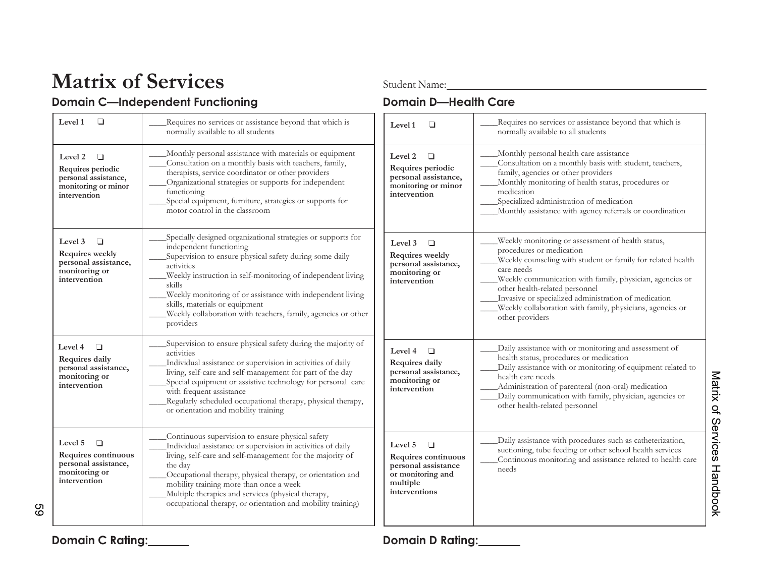# Matrix of Services

Student Name:____________________

## Domain C—Independent Functioning

| Level | Services |
| --- | --- |
| **Level 1** ❑ | ____Requires no services or assistance beyond that which is normally available to all students |
| **Level 2** ❑ **Requires periodic personal assistance, monitoring or minor intervention** | ____Monthly personal assistance with materials or equipment<br>____Consultation on a monthly basis with teachers, family, therapists, service coordinator or other providers<br>____Organizational strategies or supports for independent functioning<br>____Special equipment, furniture, strategies or supports for motor control in the classroom |
| **Level 3** ❑ **Requires weekly personal assistance, monitoring or intervention** | ____Specially designed organizational strategies or supports for independent functioning<br>____Supervision to ensure physical safety during some daily activities<br>____Weekly instruction in self-monitoring of independent living skills<br>____Weekly monitoring of or assistance with independent living skills, materials or equipment<br>____Weekly collaboration with teachers, family, agencies or other providers |
| **Level 4** ❑ **Requires daily personal assistance, monitoring or intervention** | ____Supervision to ensure physical safety during the majority of activities<br>____Individual assistance or supervision in activities of daily living, self-care and self-management for part of the day<br>____Special equipment or assistive technology for personal care with frequent assistance<br>____Regularly scheduled occupational therapy, physical therapy, or orientation and mobility training |
| **Level 5** ❑ **Requires continuous personal assistance, monitoring or intervention** | ____Continuous supervision to ensure physical safety<br>____Individual assistance or supervision in activities of daily living, self-care and self-management for the majority of the day<br>____Occupational therapy, physical therapy, or orientation and mobility training more than once a week<br>____Multiple therapies and services (physical therapy, occupational therapy, or orientation and mobility training) |

**Domain C Rating:**________

## Domain D—Health Care

| Level | Services |
| --- | --- |
| **Level 1** ❑ | ____Requires no services or assistance beyond that which is normally available to all students |
| **Level 2** ❑ **Requires periodic personal assistance, monitoring or minor intervention** | ____Monthly personal health care assistance<br>____Consultation on a monthly basis with student, teachers, family, agencies or other providers<br>____Monthly monitoring of health status, procedures or medication<br>____Specialized administration of medication<br>____Monthly assistance with agency referrals or coordination |
| **Level 3** ❑ **Requires weekly personal assistance, monitoring or intervention** | ____Weekly monitoring or assessment of health status, procedures or medication<br>____Weekly counseling with student or family for related health care needs<br>____Weekly communication with family, physician, agencies or other health-related personnel<br>____Invasive or specialized administration of medication<br>____Weekly collaboration with family, physicians, agencies or other providers |
| **Level 4** ❑ **Requires daily personal assistance, monitoring or intervention** | ____Daily assistance with or monitoring and assessment of health status, procedures or medication<br>____Daily assistance with or monitoring of equipment related to health care needs<br>____Administration of parenteral (non-oral) medication<br>____Daily communication with family, physician, agencies or other health-related personnel |
| **Level 5** ❑ **Requires continuous personal assistance or monitoring and multiple interventions** | ____Daily assistance with procedures such as catheterization, suctioning, tube feeding or other school health services<br>____Continuous monitoring and assistance related to health care needs |

**Domain D Rating:**________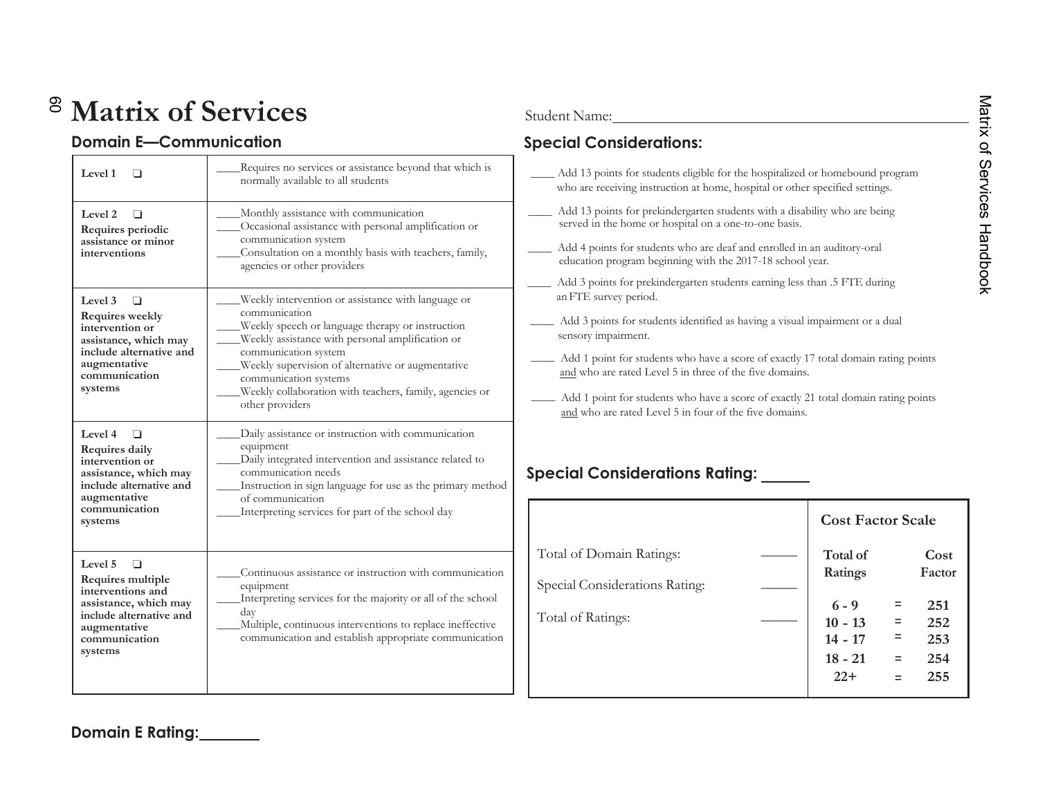# Matrix of Services

## Domain E—Communication

| | |
|---|---|
| Level 1 ❑ | ____Requires no services or assistance beyond that which is normally available to all students |
| Level 2 ❑ **Requires periodic assistance or minor interventions** | ____Monthly assistance with communication<br>____Occasional assistance with personal amplification or communication system<br>____Consultation on a monthly basis with teachers, family, agencies or other providers |
| Level 3 ❑ **Requires weekly intervention or assistance, which may include alternative and augmentative communication systems** | ____Weekly intervention or assistance with language or communication<br>____Weekly speech or language therapy or instruction<br>____Weekly assistance with personal amplification or communication system<br>____Weekly supervision of alternative or augmentative communication systems<br>____Weekly collaboration with teachers, family, agencies or other providers |
| Level 4 ❑ **Requires daily intervention or assistance, which may include alternative and augmentative communication systems** | ____Daily assistance or instruction with communication equipment<br>____Daily integrated intervention and assistance related to communication needs<br>____Instruction in sign language for use as the primary method of communication<br>____Interpreting services for part of the school day |
| Level 5 ❑ **Requires multiple interventions and assistance, which may include alternative and augmentative communication systems** | ____Continuous assistance or instruction with communication equipment<br>____Interpreting services for the majority or all of the school day<br>____Multiple, continuous interventions to replace ineffective communication and establish appropriate communication |

**Domain E Rating:**________

Student Name:________________________________

## Special Considerations:

____ Add 13 points for students eligible for the hospitalized or homebound program who are receiving instruction at home, hospital or other specified settings.

____ Add 13 points for prekindergarten students with a disability who are being served in the home or hospital on a one-to-one basis.

____ Add 4 points for students who are deaf and enrolled in an auditory-oral education program beginning with the 2017-18 school year.

____ Add 3 points for prekindergarten students earning less than .5 FTE during an FTE survey period.

____ Add 3 points for students identified as having a visual impairment or a dual sensory impairment.

____ Add 1 point for students who have a score of exactly 17 total domain rating points and who are rated Level 5 in three of the five domains.

____ Add 1 point for students who have a score of exactly 21 total domain rating points and who are rated Level 5 in four of the five domains.

## Special Considerations Rating: ______

| | | Cost Factor Scale | | |
|---|---|---|---|---|
| Total of Domain Ratings: | _____ | **Total of Ratings** | | **Cost Factor** |
| Special Considerations Rating: | _____ | | | |
| Total of Ratings: | _____ | **6 - 9** | = | **251** |
| | | **10 - 13** | = | **252** |
| | | **14 - 17** | = | **253** |
| | | **18 - 21** | = | **254** |
| | | **22+** | = | **255** |